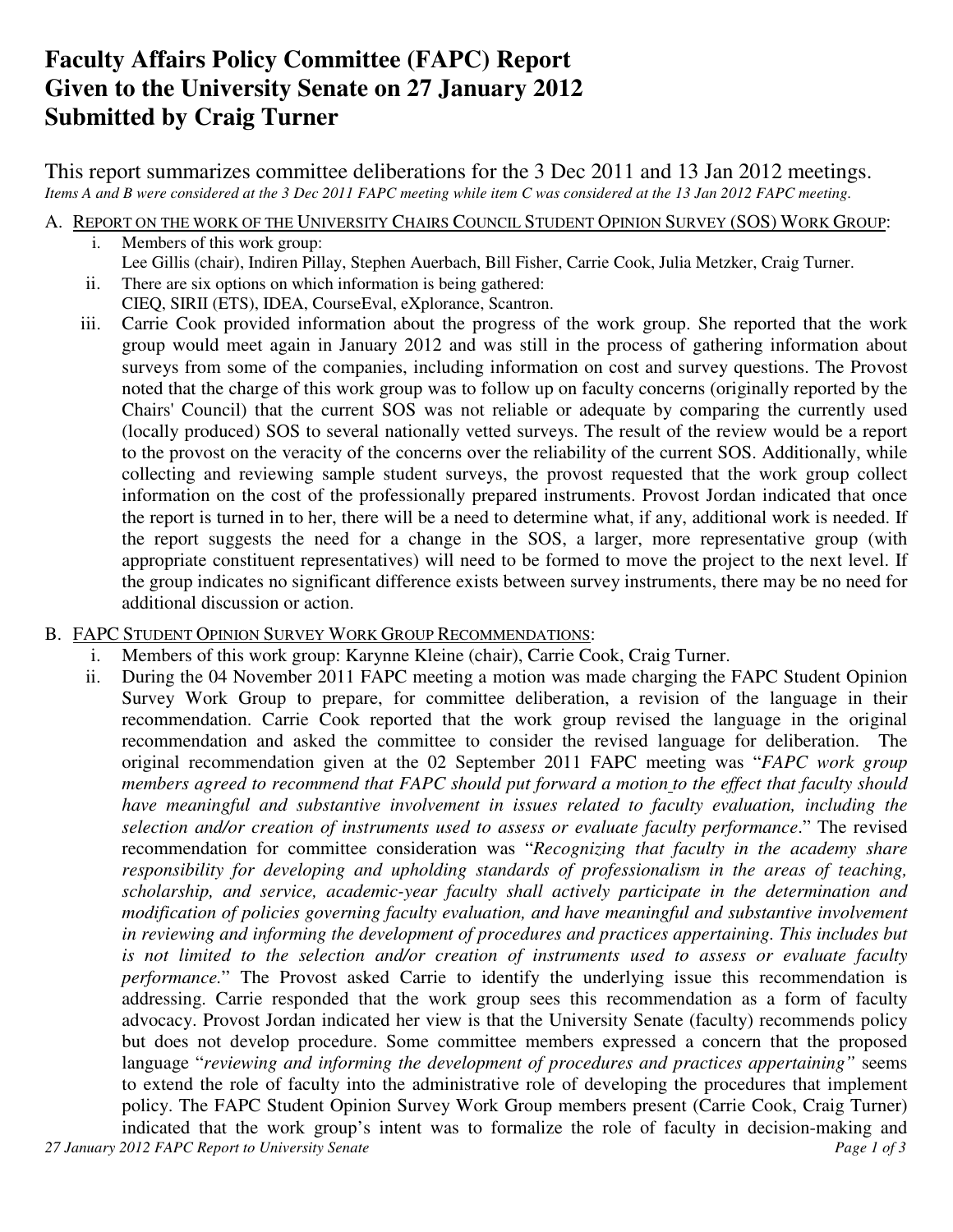# Faculty Affairs Policy Committee (FAPC) Report Given to the University Senate on 27 January 2012 Submitted by Craig Turner

This report summarizes committee deliberations for the 3 Dec 2011 and 13 Jan 2012 meetings.

*Items A and B were considered at the 3 Dec 2011 FAPC meeting while item C was considered at the 13 Jan 2012 FAPC meeting.*

A. <u>REPORT ON THE WORK OF THE UNIVERSITY CHAIRS COUNCIL STUDENT OPINION SURVEY (SOS) WORK GROUP</u>:

   i. Members of this work group:
      Lee Gillis (chair), Indiren Pillay, Stephen Auerbach, Bill Fisher, Carrie Cook, Julia Metzker, Craig Turner.

   ii. There are six options on which information is being gathered:
      CIEQ, SIRII (ETS), IDEA, CourseEval, eXplorance, Scantron.

   iii. Carrie Cook provided information about the progress of the work group. She reported that the work group would meet again in January 2012 and was still in the process of gathering information about surveys from some of the companies, including information on cost and survey questions. The Provost noted that the charge of this work group was to follow up on faculty concerns (originally reported by the Chairs' Council) that the current SOS was not reliable or adequate by comparing the currently used (locally produced) SOS to several nationally vetted surveys. The result of the review would be a report to the provost on the veracity of the concerns over the reliability of the current SOS. Additionally, while collecting and reviewing sample student surveys, the provost requested that the work group collect information on the cost of the professionally prepared instruments. Provost Jordan indicated that once the report is turned in to her, there will be a need to determine what, if any, additional work is needed. If the report suggests the need for a change in the SOS, a larger, more representative group (with appropriate constituent representatives) will need to be formed to move the project to the next level. If the group indicates no significant difference exists between survey instruments, there may be no need for additional discussion or action.

B. <u>FAPC STUDENT OPINION SURVEY WORK GROUP RECOMMENDATIONS</u>:

   i. Members of this work group: Karynne Kleine (chair), Carrie Cook, Craig Turner.

   ii. During the 04 November 2011 FAPC meeting a motion was made charging the FAPC Student Opinion Survey Work Group to prepare, for committee deliberation, a revision of the language in their recommendation. Carrie Cook reported that the work group revised the language in the original recommendation and asked the committee to consider the revised language for deliberation. The original recommendation given at the 02 September 2011 FAPC meeting was "*FAPC work group members agreed to recommend that FAPC should put forward a motion to the effect that faculty should have meaningful and substantive involvement in issues related to faculty evaluation, including the selection and/or creation of instruments used to assess or evaluate faculty performance*." The revised recommendation for committee consideration was "*Recognizing that faculty in the academy share responsibility for developing and upholding standards of professionalism in the areas of teaching, scholarship, and service, academic-year faculty shall actively participate in the determination and modification of policies governing faculty evaluation, and have meaningful and substantive involvement in reviewing and informing the development of procedures and practices appertaining. This includes but is not limited to the selection and/or creation of instruments used to assess or evaluate faculty performance.*" The Provost asked Carrie to identify the underlying issue this recommendation is addressing. Carrie responded that the work group sees this recommendation as a form of faculty advocacy. Provost Jordan indicated her view is that the University Senate (faculty) recommends policy but does not develop procedure. Some committee members expressed a concern that the proposed language "*reviewing and informing the development of procedures and practices appertaining"* seems to extend the role of faculty into the administrative role of developing the procedures that implement policy. The FAPC Student Opinion Survey Work Group members present (Carrie Cook, Craig Turner) indicated that the work group's intent was to formalize the role of faculty in decision-making and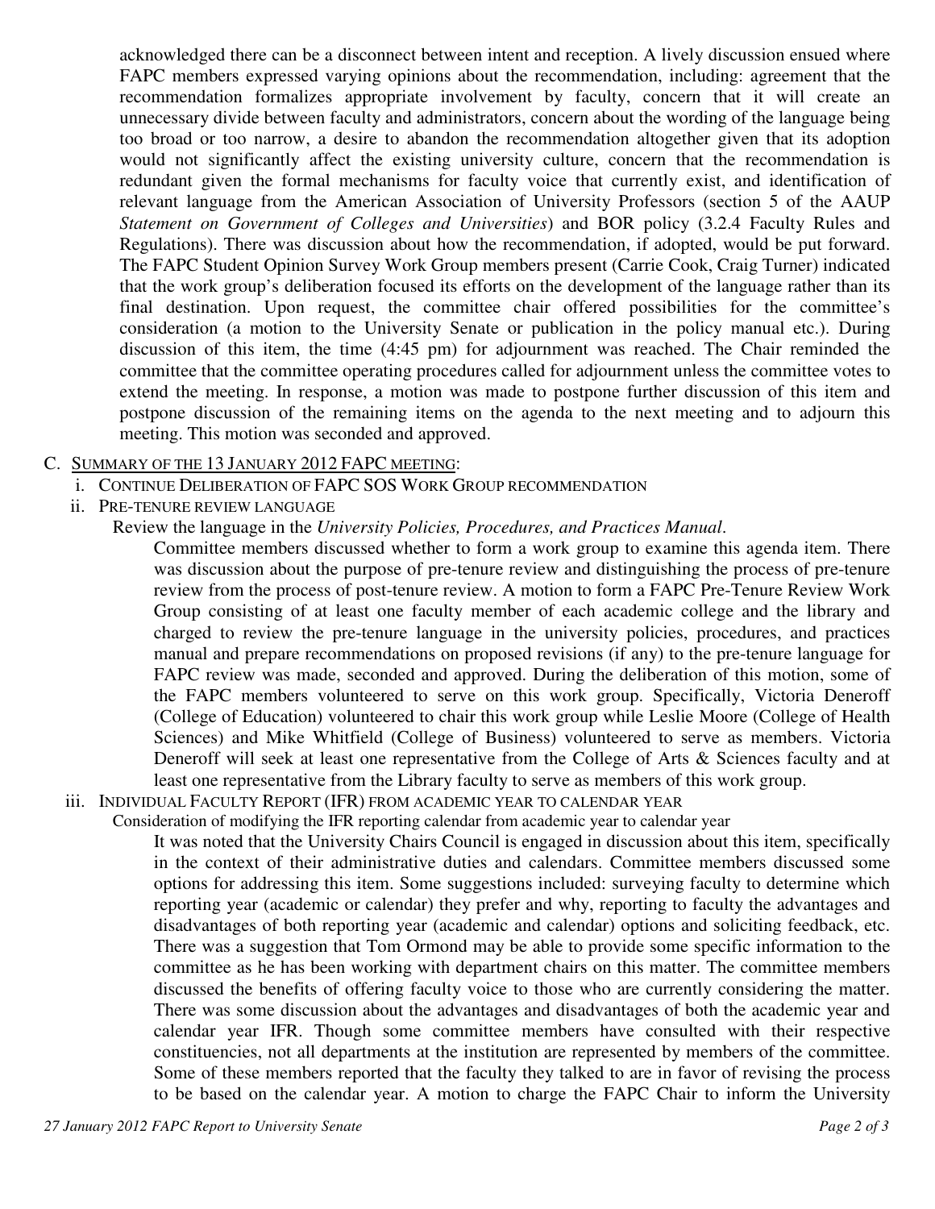acknowledged there can be a disconnect between intent and reception. A lively discussion ensued where FAPC members expressed varying opinions about the recommendation, including: agreement that the recommendation formalizes appropriate involvement by faculty, concern that it will create an unnecessary divide between faculty and administrators, concern about the wording of the language being too broad or too narrow, a desire to abandon the recommendation altogether given that its adoption would not significantly affect the existing university culture, concern that the recommendation is redundant given the formal mechanisms for faculty voice that currently exist, and identification of relevant language from the American Association of University Professors (section 5 of the AAUP *Statement on Government of Colleges and Universities*) and BOR policy (3.2.4 Faculty Rules and Regulations). There was discussion about how the recommendation, if adopted, would be put forward. The FAPC Student Opinion Survey Work Group members present (Carrie Cook, Craig Turner) indicated that the work group's deliberation focused its efforts on the development of the language rather than its final destination. Upon request, the committee chair offered possibilities for the committee's consideration (a motion to the University Senate or publication in the policy manual etc.). During discussion of this item, the time (4:45 pm) for adjournment was reached. The Chair reminded the committee that the committee operating procedures called for adjournment unless the committee votes to extend the meeting. In response, a motion was made to postpone further discussion of this item and postpone discussion of the remaining items on the agenda to the next meeting and to adjourn this meeting. This motion was seconded and approved.

C. <u>SUMMARY OF THE 13 JANUARY 2012 FAPC MEETING</u>:

i. CONTINUE DELIBERATION OF FAPC SOS WORK GROUP RECOMMENDATION

ii. PRE-TENURE REVIEW LANGUAGE

Review the language in the *University Policies, Procedures, and Practices Manual*.

Committee members discussed whether to form a work group to examine this agenda item. There was discussion about the purpose of pre-tenure review and distinguishing the process of pre-tenure review from the process of post-tenure review. A motion to form a FAPC Pre-Tenure Review Work Group consisting of at least one faculty member of each academic college and the library and charged to review the pre-tenure language in the university policies, procedures, and practices manual and prepare recommendations on proposed revisions (if any) to the pre-tenure language for FAPC review was made, seconded and approved. During the deliberation of this motion, some of the FAPC members volunteered to serve on this work group. Specifically, Victoria Deneroff (College of Education) volunteered to chair this work group while Leslie Moore (College of Health Sciences) and Mike Whitfield (College of Business) volunteered to serve as members. Victoria Deneroff will seek at least one representative from the College of Arts & Sciences faculty and at least one representative from the Library faculty to serve as members of this work group.

iii. INDIVIDUAL FACULTY REPORT (IFR) FROM ACADEMIC YEAR TO CALENDAR YEAR

Consideration of modifying the IFR reporting calendar from academic year to calendar year

It was noted that the University Chairs Council is engaged in discussion about this item, specifically in the context of their administrative duties and calendars. Committee members discussed some options for addressing this item. Some suggestions included: surveying faculty to determine which reporting year (academic or calendar) they prefer and why, reporting to faculty the advantages and disadvantages of both reporting year (academic and calendar) options and soliciting feedback, etc. There was a suggestion that Tom Ormond may be able to provide some specific information to the committee as he has been working with department chairs on this matter. The committee members discussed the benefits of offering faculty voice to those who are currently considering the matter. There was some discussion about the advantages and disadvantages of both the academic year and calendar year IFR. Though some committee members have consulted with their respective constituencies, not all departments at the institution are represented by members of the committee. Some of these members reported that the faculty they talked to are in favor of revising the process to be based on the calendar year. A motion to charge the FAPC Chair to inform the University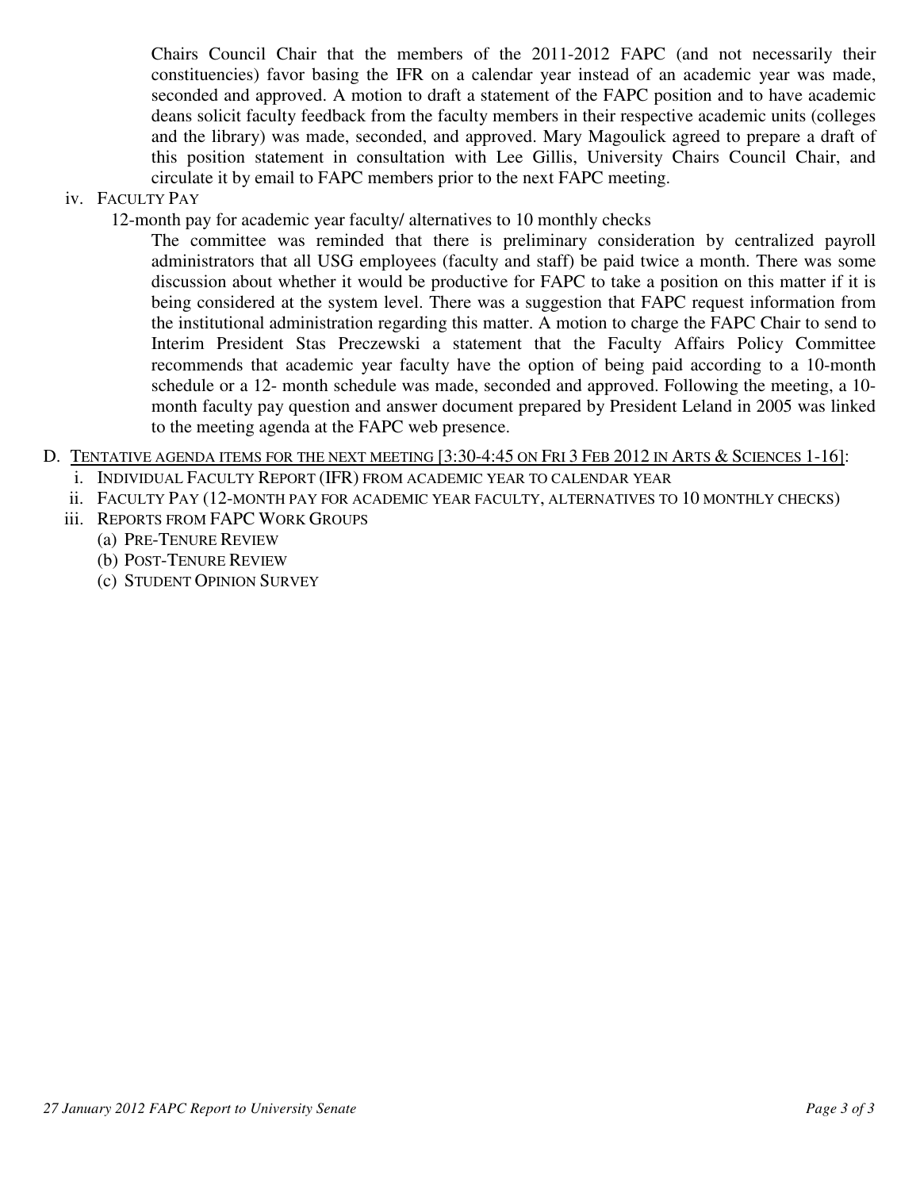Chairs Council Chair that the members of the 2011-2012 FAPC (and not necessarily their constituencies) favor basing the IFR on a calendar year instead of an academic year was made, seconded and approved. A motion to draft a statement of the FAPC position and to have academic deans solicit faculty feedback from the faculty members in their respective academic units (colleges and the library) was made, seconded, and approved. Mary Magoulick agreed to prepare a draft of this position statement in consultation with Lee Gillis, University Chairs Council Chair, and circulate it by email to FAPC members prior to the next FAPC meeting.

iv. FACULTY PAY

12-month pay for academic year faculty/ alternatives to 10 monthly checks

The committee was reminded that there is preliminary consideration by centralized payroll administrators that all USG employees (faculty and staff) be paid twice a month. There was some discussion about whether it would be productive for FAPC to take a position on this matter if it is being considered at the system level. There was a suggestion that FAPC request information from the institutional administration regarding this matter. A motion to charge the FAPC Chair to send to Interim President Stas Preczewski a statement that the Faculty Affairs Policy Committee recommends that academic year faculty have the option of being paid according to a 10-month schedule or a 12- month schedule was made, seconded and approved. Following the meeting, a 10-month faculty pay question and answer document prepared by President Leland in 2005 was linked to the meeting agenda at the FAPC web presence.

D. TENTATIVE AGENDA ITEMS FOR THE NEXT MEETING [3:30-4:45 ON FRI 3 FEB 2012 IN ARTS & SCIENCES 1-16]:

i. INDIVIDUAL FACULTY REPORT (IFR) FROM ACADEMIC YEAR TO CALENDAR YEAR

ii. FACULTY PAY (12-MONTH PAY FOR ACADEMIC YEAR FACULTY, ALTERNATIVES TO 10 MONTHLY CHECKS)

iii. REPORTS FROM FAPC WORK GROUPS

(a) PRE-TENURE REVIEW

(b) POST-TENURE REVIEW

(c) STUDENT OPINION SURVEY